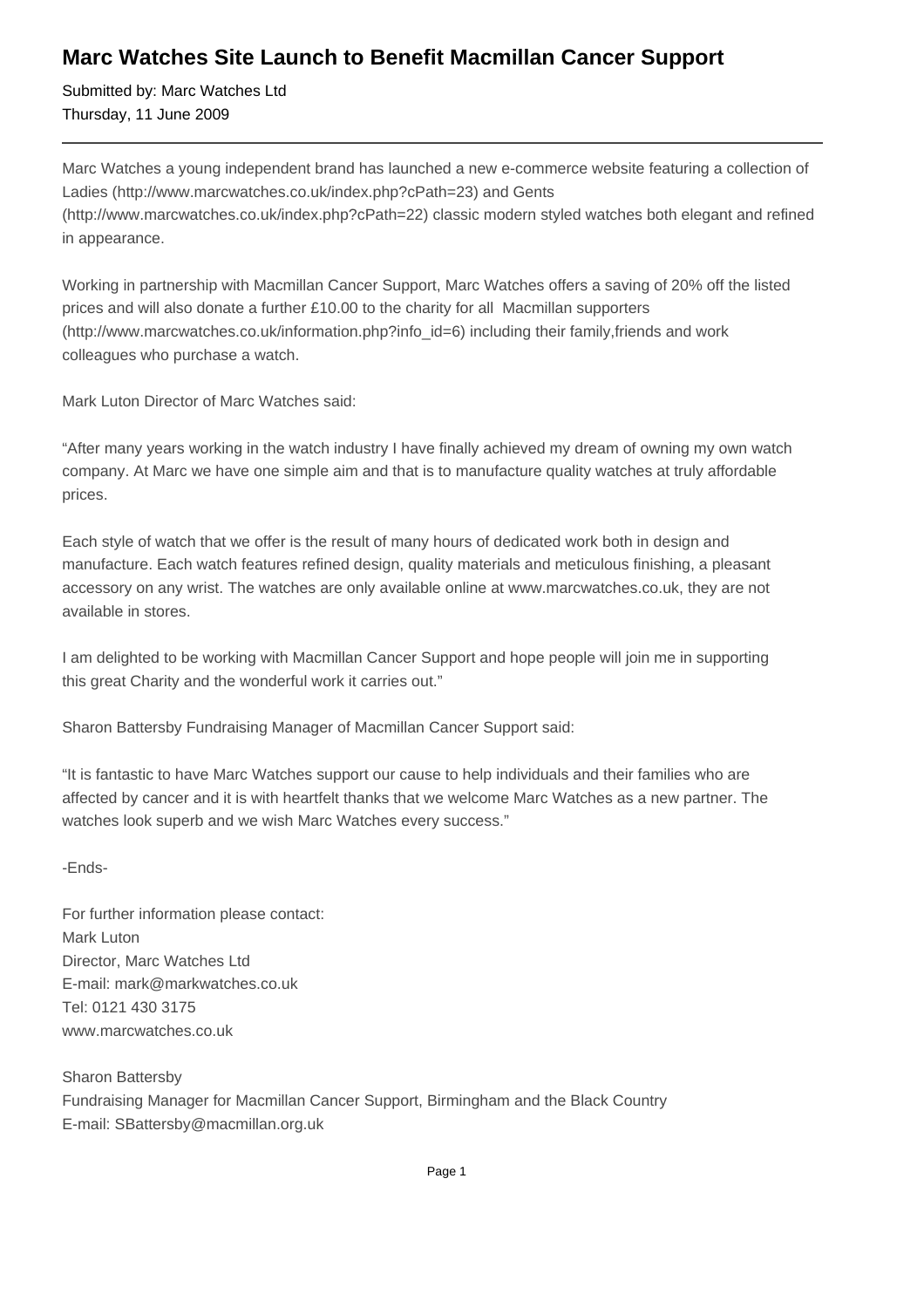# Marc Watches Site Launch to Benefit Macmillan Cancer Support

Submitted by: Marc Watches Ltd
Thursday, 11 June 2009

---

Marc Watches a young independent brand has launched a new e-commerce website featuring a collection of Ladies (http://www.marcwatches.co.uk/index.php?cPath=23) and Gents (http://www.marcwatches.co.uk/index.php?cPath=22) classic modern styled watches both elegant and refined in appearance.

Working in partnership with Macmillan Cancer Support, Marc Watches offers a saving of 20% off the listed prices and will also donate a further £10.00 to the charity for all Macmillan supporters (http://www.marcwatches.co.uk/information.php?info_id=6) including their family,friends and work colleagues who purchase a watch.

Mark Luton Director of Marc Watches said:

“After many years working in the watch industry I have finally achieved my dream of owning my own watch company. At Marc we have one simple aim and that is to manufacture quality watches at truly affordable prices.

Each style of watch that we offer is the result of many hours of dedicated work both in design and manufacture. Each watch features refined design, quality materials and meticulous finishing, a pleasant accessory on any wrist. The watches are only available online at www.marcwatches.co.uk, they are not available in stores.

I am delighted to be working with Macmillan Cancer Support and hope people will join me in supporting this great Charity and the wonderful work it carries out.”

Sharon Battersby Fundraising Manager of Macmillan Cancer Support said:

“It is fantastic to have Marc Watches support our cause to help individuals and their families who are affected by cancer and it is with heartfelt thanks that we welcome Marc Watches as a new partner. The watches look superb and we wish Marc Watches every success.”

-Ends-

For further information please contact:
Mark Luton
Director, Marc Watches Ltd
E-mail: mark@markwatches.co.uk
Tel: 0121 430 3175
www.marcwatches.co.uk

Sharon Battersby
Fundraising Manager for Macmillan Cancer Support, Birmingham and the Black Country
E-mail: SBattersby@macmillan.org.uk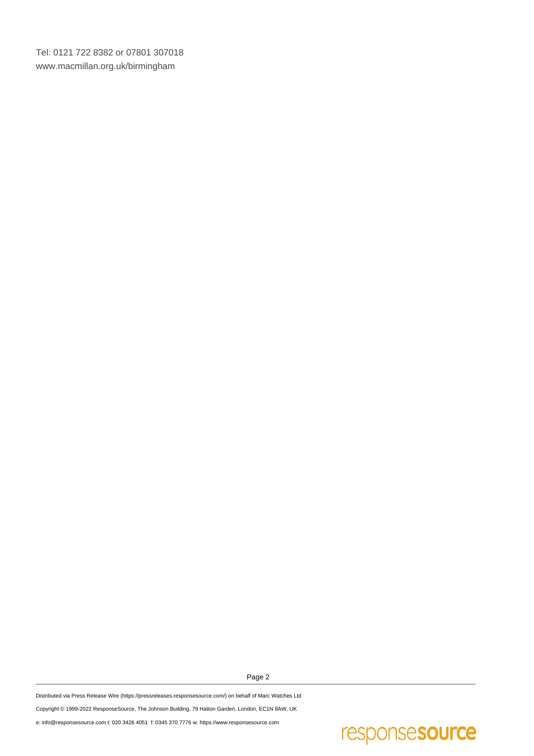Tel: 0121 722 8382 or 07801 307018
www.macmillan.org.uk/birmingham